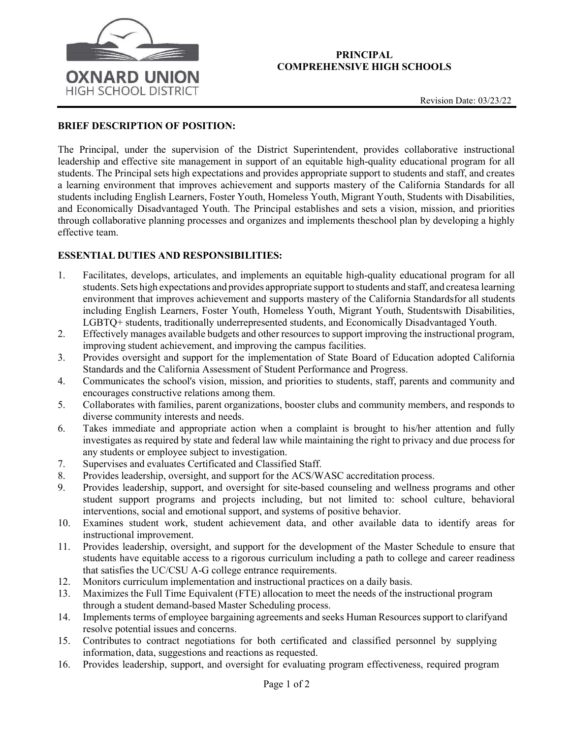OXNARD UNION HIGH SCHOOL DISTRICT

# PRINCIPAL
# COMPREHENSIVE HIGH SCHOOLS

Revision Date: 03/23/22

## BRIEF DESCRIPTION OF POSITION:

The Principal, under the supervision of the District Superintendent, provides collaborative instructional leadership and effective site management in support of an equitable high-quality educational program for all students. The Principal sets high expectations and provides appropriate support to students and staff, and creates a learning environment that improves achievement and supports mastery of the California Standards for all students including English Learners, Foster Youth, Homeless Youth, Migrant Youth, Students with Disabilities, and Economically Disadvantaged Youth. The Principal establishes and sets a vision, mission, and priorities through collaborative planning processes and organizes and implements theschool plan by developing a highly effective team.

## ESSENTIAL DUTIES AND RESPONSIBILITIES:

1. Facilitates, develops, articulates, and implements an equitable high-quality educational program for all students. Sets high expectations and provides appropriate support to students and staff, and createsa learning environment that improves achievement and supports mastery of the California Standardsfor all students including English Learners, Foster Youth, Homeless Youth, Migrant Youth, Studentswith Disabilities, LGBTQ+ students, traditionally underrepresented students, and Economically Disadvantaged Youth.
2. Effectively manages available budgets and other resources to support improving the instructional program, improving student achievement, and improving the campus facilities.
3. Provides oversight and support for the implementation of State Board of Education adopted California Standards and the California Assessment of Student Performance and Progress.
4. Communicates the school's vision, mission, and priorities to students, staff, parents and community and encourages constructive relations among them.
5. Collaborates with families, parent organizations, booster clubs and community members, and responds to diverse community interests and needs.
6. Takes immediate and appropriate action when a complaint is brought to his/her attention and fully investigates as required by state and federal law while maintaining the right to privacy and due process for any students or employee subject to investigation.
7. Supervises and evaluates Certificated and Classified Staff.
8. Provides leadership, oversight, and support for the ACS/WASC accreditation process.
9. Provides leadership, support, and oversight for site-based counseling and wellness programs and other student support programs and projects including, but not limited to: school culture, behavioral interventions, social and emotional support, and systems of positive behavior.
10. Examines student work, student achievement data, and other available data to identify areas for instructional improvement.
11. Provides leadership, oversight, and support for the development of the Master Schedule to ensure that students have equitable access to a rigorous curriculum including a path to college and career readiness that satisfies the UC/CSU A-G college entrance requirements.
12. Monitors curriculum implementation and instructional practices on a daily basis.
13. Maximizes the Full Time Equivalent (FTE) allocation to meet the needs of the instructional program through a student demand-based Master Scheduling process.
14. Implements terms of employee bargaining agreements and seeks Human Resources support to clarifyand resolve potential issues and concerns.
15. Contributes to contract negotiations for both certificated and classified personnel by supplying information, data, suggestions and reactions as requested.
16. Provides leadership, support, and oversight for evaluating program effectiveness, required program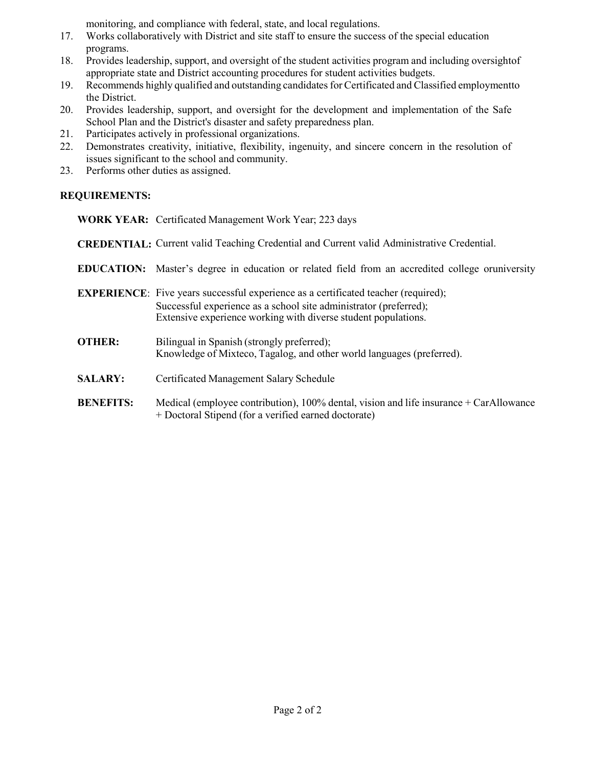monitoring, and compliance with federal, state, and local regulations.

17. Works collaboratively with District and site staff to ensure the success of the special education programs.
18. Provides leadership, support, and oversight of the student activities program and including oversightof appropriate state and District accounting procedures for student activities budgets.
19. Recommends highly qualified and outstanding candidates for Certificated and Classified employmentto the District.
20. Provides leadership, support, and oversight for the development and implementation of the Safe School Plan and the District's disaster and safety preparedness plan.
21. Participates actively in professional organizations.
22. Demonstrates creativity, initiative, flexibility, ingenuity, and sincere concern in the resolution of issues significant to the school and community.
23. Performs other duties as assigned.

**REQUIREMENTS:**

**WORK YEAR:** Certificated Management Work Year; 223 days

**CREDENTIAL:** Current valid Teaching Credential and Current valid Administrative Credential.

**EDUCATION:** Master's degree in education or related field from an accredited college oruniversity

**EXPERIENCE**: Five years successful experience as a certificated teacher (required);
Successful experience as a school site administrator (preferred);
Extensive experience working with diverse student populations.

**OTHER:** Bilingual in Spanish (strongly preferred);
Knowledge of Mixteco, Tagalog, and other world languages (preferred).

**SALARY:** Certificated Management Salary Schedule

**BENEFITS:** Medical (employee contribution), 100% dental, vision and life insurance + CarAllowance + Doctoral Stipend (for a verified earned doctorate)